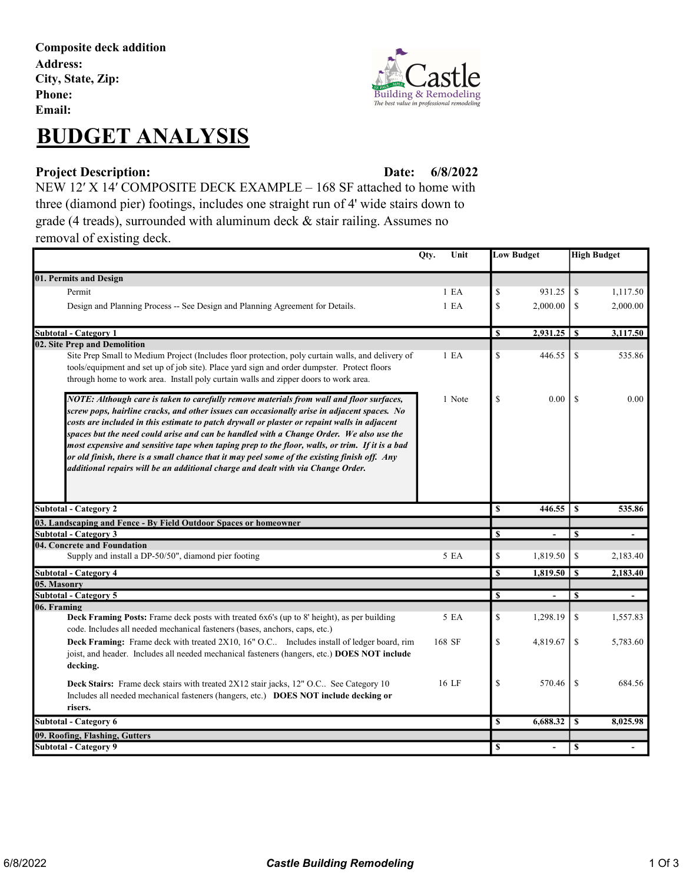**Composite deck addition**
**Address:**
**City, State, Zip:**
**Phone:**
**Email:**

# BUDGET ANALYSIS

**Project Description:** **Date: 6/8/2022**

NEW 12′ X 14′ COMPOSITE DECK EXAMPLE – 168 SF attached to home with three (diamond pier) footings, includes one straight run of 4' wide stairs down to grade (4 treads), surrounded with aluminum deck & stair railing. Assumes no removal of existing deck.

| | Qty. | Unit | Low Budget | High Budget |
|---|---|---|---|---|
| **01. Permits and Design** | | | | |
| Permit | 1 | EA | $ 931.25 | $ 1,117.50 |
| Design and Planning Process -- See Design and Planning Agreement for Details. | 1 | EA | $ 2,000.00 | $ 2,000.00 |
| **Subtotal - Category 1** | | | **$ 2,931.25** | **$ 3,117.50** |
| **02. Site Prep and Demolition** | | | | |
| Site Prep Small to Medium Project (Includes floor protection, poly curtain walls, and delivery of tools/equipment and set up of job site). Place yard sign and order dumpster. Protect floors through home to work area. Install poly curtain walls and zipper doors to work area. | 1 | EA | $ 446.55 | $ 535.86 |
| ***NOTE: Although care is taken to carefully remove materials from wall and floor surfaces, screw pops, hairline cracks, and other issues can occasionally arise in adjacent spaces. No costs are included in this estimate to patch drywall or plaster or repaint walls in adjacent spaces but the need could arise and can be handled with a Change Order. We also use the most expensive and sensitive tape when taping prep to the floor, walls, or trim. If it is a bad or old finish, there is a small chance that it may peel some of the existing finish off. Any additional repairs will be an additional charge and dealt with via Change Order.*** | 1 | Note | $ 0.00 | $ 0.00 |
| **Subtotal - Category 2** | | | **$ 446.55** | **$ 535.86** |
| **03. Landscaping and Fence - By Field Outdoor Spaces or homeowner** | | | | |
| **Subtotal - Category 3** | | | **$ -** | **$ -** |
| **04. Concrete and Foundation** | | | | |
| Supply and install a DP-50/50", diamond pier footing | 5 | EA | $ 1,819.50 | $ 2,183.40 |
| **Subtotal - Category 4** | | | **$ 1,819.50** | **$ 2,183.40** |
| **05. Masonry** | | | | |
| **Subtotal - Category 5** | | | **$ -** | **$ -** |
| **06. Framing** | | | | |
| **Deck Framing Posts:** Frame deck posts with treated 6x6's (up to 8' height), as per building code. Includes all needed mechanical fasteners (bases, anchors, caps, etc.) | 5 | EA | $ 1,298.19 | $ 1,557.83 |
| **Deck Framing:** Frame deck with treated 2X10, 16" O.C.. Includes install of ledger board, rim joist, and header. Includes all needed mechanical fasteners (hangers, etc.) **DOES NOT include decking.** | 168 | SF | $ 4,819.67 | $ 5,783.60 |
| **Deck Stairs:** Frame deck stairs with treated 2X12 stair jacks, 12" O.C.. See Category 10 Includes all needed mechanical fasteners (hangers, etc.) **DOES NOT include decking or risers.** | 16 | LF | $ 570.46 | $ 684.56 |
| **Subtotal - Category 6** | | | **$ 6,688.32** | **$ 8,025.98** |
| **09. Roofing, Flashing, Gutters** | | | | |
| **Subtotal - Category 9** | | | **$ -** | **$ -** |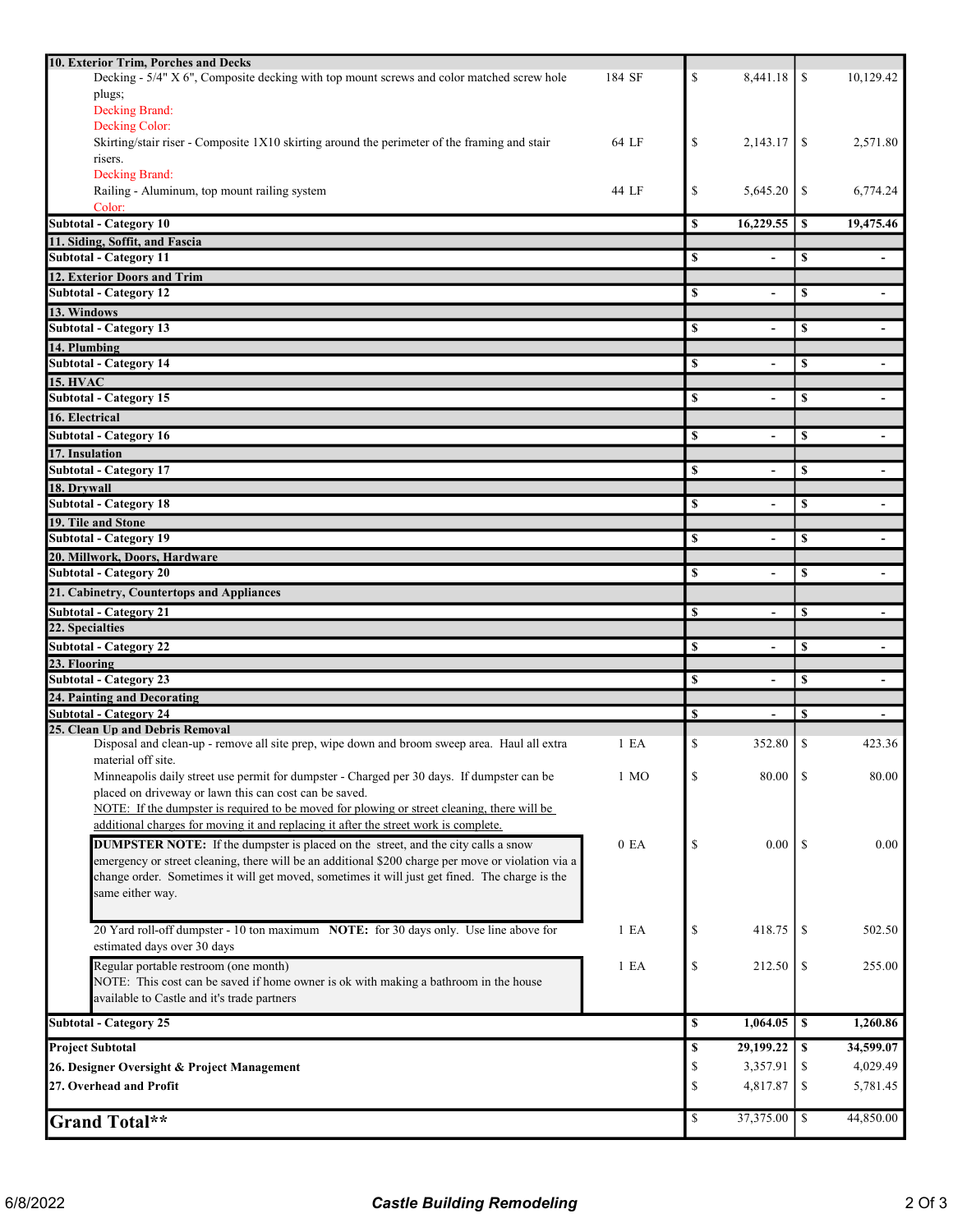| Description | Qty | | | | |
|---|---|---|---|---|---|
| **10. Exterior Trim, Porches and Decks** | | | | | |
| Decking - 5/4" X 6", Composite decking with top mount screws and color matched screw hole plugs; Decking Brand: Decking Color: | 184 SF | $ | 8,441.18 | $ | 10,129.42 |
| Skirting/stair riser - Composite 1X10 skirting around the perimeter of the framing and stair risers. Decking Brand: | 64 LF | $ | 2,143.17 | $ | 2,571.80 |
| Railing - Aluminum, top mount railing system Color: | 44 LF | $ | 5,645.20 | $ | 6,774.24 |
| **Subtotal - Category 10** | | **$** | **16,229.55** | **$** | **19,475.46** |
| **11. Siding, Soffit, and Fascia** | | | | | |
| **Subtotal - Category 11** | | **$** | **-** | **$** | **-** |
| **12. Exterior Doors and Trim** | | | | | |
| **Subtotal - Category 12** | | **$** | **-** | **$** | **-** |
| **13. Windows** | | | | | |
| **Subtotal - Category 13** | | **$** | **-** | **$** | **-** |
| **14. Plumbing** | | | | | |
| **Subtotal - Category 14** | | **$** | **-** | **$** | **-** |
| **15. HVAC** | | | | | |
| **Subtotal - Category 15** | | **$** | **-** | **$** | **-** |
| **16. Electrical** | | | | | |
| **Subtotal - Category 16** | | **$** | **-** | **$** | **-** |
| **17. Insulation** | | | | | |
| **Subtotal - Category 17** | | **$** | **-** | **$** | **-** |
| **18. Drywall** | | | | | |
| **Subtotal - Category 18** | | **$** | **-** | **$** | **-** |
| **19. Tile and Stone** | | | | | |
| **Subtotal - Category 19** | | **$** | **-** | **$** | **-** |
| **20. Millwork, Doors, Hardware** | | | | | |
| **Subtotal - Category 20** | | **$** | **-** | **$** | **-** |
| **21. Cabinetry, Countertops and Appliances** | | | | | |
| **Subtotal - Category 21** | | **$** | **-** | **$** | **-** |
| **22. Specialties** | | | | | |
| **Subtotal - Category 22** | | **$** | **-** | **$** | **-** |
| **23. Flooring** | | | | | |
| **Subtotal - Category 23** | | **$** | **-** | **$** | **-** |
| **24. Painting and Decorating** | | | | | |
| **Subtotal - Category 24** | | **$** | **-** | **$** | **-** |
| **25. Clean Up and Debris Removal** | | | | | |
| Disposal and clean-up - remove all site prep, wipe down and broom sweep area. Haul all extra material off site. | 1 EA | $ | 352.80 | $ | 423.36 |
| Minneapolis daily street use permit for dumpster - Charged per 30 days. If dumpster can be placed on driveway or lawn this can cost can be saved. NOTE: If the dumpster is required to be moved for plowing or street cleaning, there will be additional charges for moving it and replacing it after the street work is complete. | 1 MO | $ | 80.00 | $ | 80.00 |
| **DUMPSTER NOTE:** If the dumpster is placed on the street, and the city calls a snow emergency or street cleaning, there will be an additional $200 charge per move or violation via a change order. Sometimes it will get moved, sometimes it will just get fined. The charge is the same either way. | 0 EA | $ | 0.00 | $ | 0.00 |
| 20 Yard roll-off dumpster - 10 ton maximum **NOTE:** for 30 days only. Use line above for estimated days over 30 days | 1 EA | $ | 418.75 | $ | 502.50 |
| Regular portable restroom (one month) NOTE: This cost can be saved if home owner is ok with making a bathroom in the house available to Castle and it's trade partners | 1 EA | $ | 212.50 | $ | 255.00 |
| **Subtotal - Category 25** | | **$** | **1,064.05** | **$** | **1,260.86** |
| **Project Subtotal** | | **$** | **29,199.22** | **$** | **34,599.07** |
| **26. Designer Oversight & Project Management** | | $ | 3,357.91 | $ | 4,029.49 |
| **27. Overhead and Profit** | | $ | 4,817.87 | $ | 5,781.45 |
| **Grand Total**** | | $ | 37,375.00 | $ | 44,850.00 |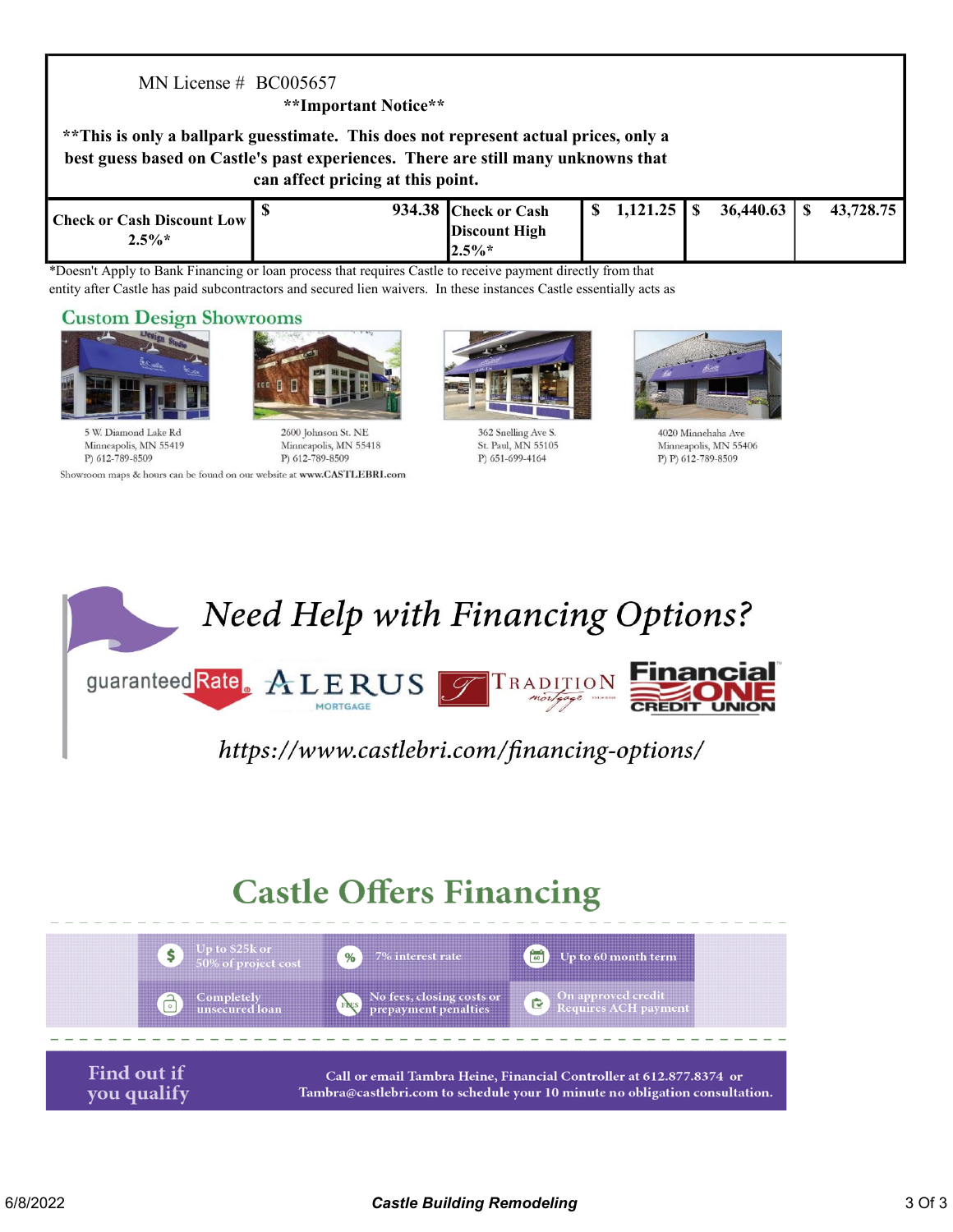MN License # BC005657

**Important Notice**

**This is only a ballpark guesstimate. This does not represent actual prices, only a best guess based on Castle's past experiences. There are still many unknowns that can affect pricing at this point.**

| | | | | | |
|---|---|---|---|---|---|
| **Check or Cash Discount Low 2.5%*** | **$ 934.38** | **Check or Cash Discount High 2.5%*** | **$ 1,121.25** | **$ 36,440.63** | **$ 43,728.75** |

*Doesn't Apply to Bank Financing or loan process that requires Castle to receive payment directly from that entity after Castle has paid subcontractors and secured lien waivers. In these instances Castle essentially acts as

## Custom Design Showrooms

5 W. Diamond Lake Rd
Minneapolis, MN 55419
P) 612-789-8509

2600 Johnson St. NE
Minneapolis, MN 55418
P) 612-789-8509

362 Snelling Ave S.
St. Paul, MN 55105
P) 651-699-4164

4020 Minnehaha Ave
Minneapolis, MN 55406
P) P) 612-789-8509

Showroom maps & hours can be found on our website at **www.CASTLEBRI.com**

## *Need Help with Financing Options?*

guaranteed Rate · ALERUS MORTGAGE · TRADITION mortgage · Financial ONE CREDIT UNION

*https://www.castlebri.com/financing-options/*

## Castle Offers Financing

- Up to $25k or 50% of project cost
- 7% interest rate
- Up to 60 month term
- Completely unsecured loan
- No fees, closing costs or prepayment penalties
- On approved credit Requires ACH payment

**Find out if you qualify**

Call or email Tambra Heine, Financial Controller at 612.877.8374 or Tambra@castlebri.com to schedule your 10 minute no obligation consultation.

6/8/2022 *Castle Building Remodeling*